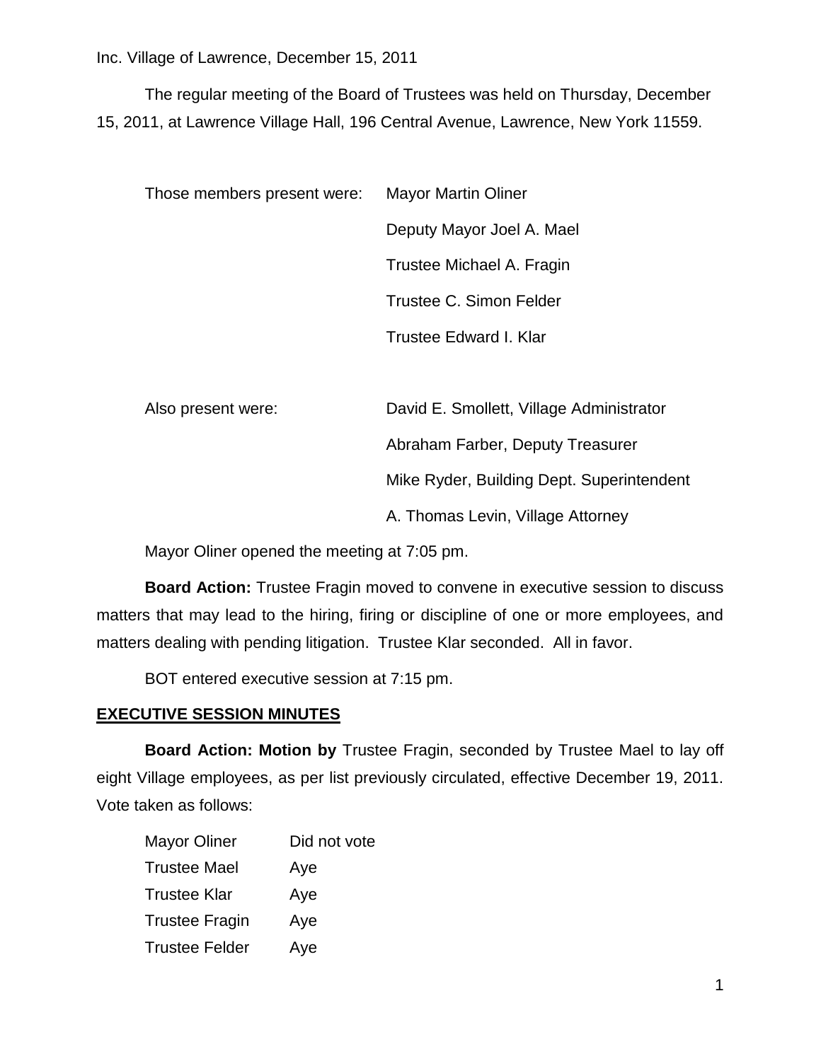Inc. Village of Lawrence, December 15, 2011

The regular meeting of the Board of Trustees was held on Thursday, December 15, 2011, at Lawrence Village Hall, 196 Central Avenue, Lawrence, New York 11559.

| Those members present were: | Mayor Martin Oliner |
|---|---|
| | Deputy Mayor Joel A. Mael |
| | Trustee Michael A. Fragin |
| | Trustee C. Simon Felder |
| | Trustee Edward I. Klar |

| Also present were: | David E. Smollett, Village Administrator |
|---|---|
| | Abraham Farber, Deputy Treasurer |
| | Mike Ryder, Building Dept. Superintendent |
| | A. Thomas Levin, Village Attorney |

Mayor Oliner opened the meeting at 7:05 pm.

**Board Action:** Trustee Fragin moved to convene in executive session to discuss matters that may lead to the hiring, firing or discipline of one or more employees, and matters dealing with pending litigation. Trustee Klar seconded. All in favor.

BOT entered executive session at 7:15 pm.

## EXECUTIVE SESSION MINUTES

**Board Action: Motion by** Trustee Fragin, seconded by Trustee Mael to lay off eight Village employees, as per list previously circulated, effective December 19, 2011. Vote taken as follows:

| | |
|---|---|
| Mayor Oliner | Did not vote |
| Trustee Mael | Aye |
| Trustee Klar | Aye |
| Trustee Fragin | Aye |
| Trustee Felder | Aye |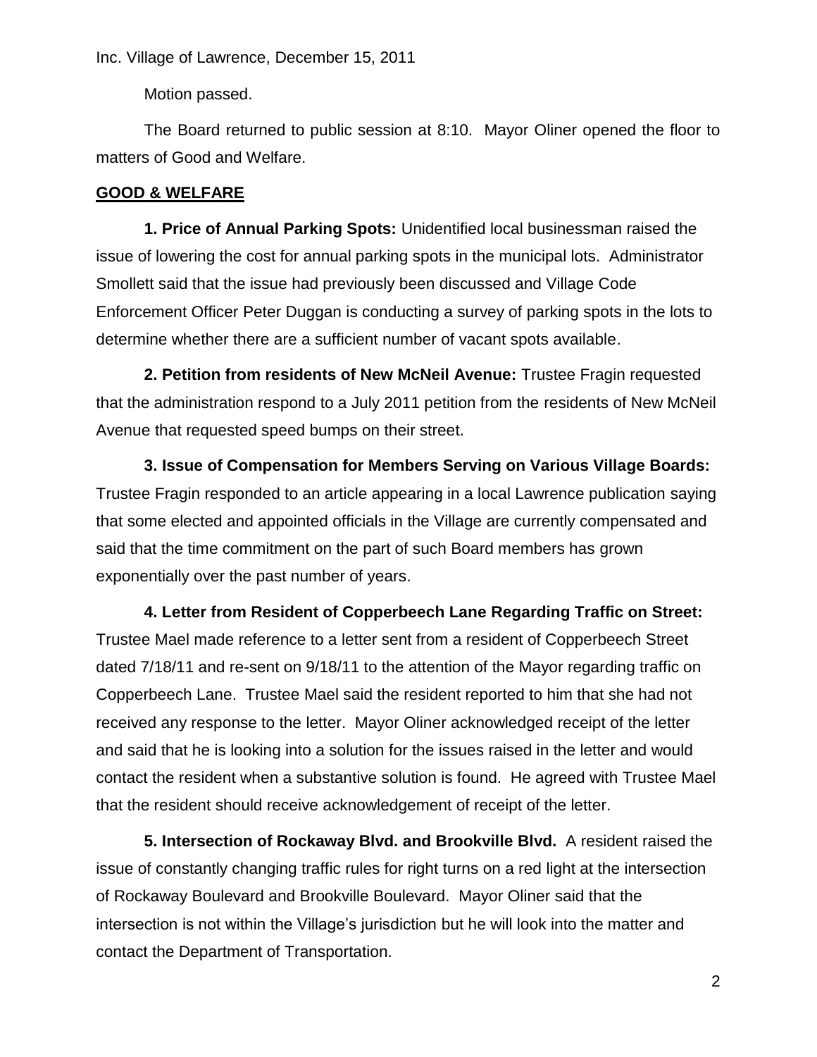Motion passed.

The Board returned to public session at 8:10. Mayor Oliner opened the floor to matters of Good and Welfare.

## GOOD & WELFARE

**1. Price of Annual Parking Spots:** Unidentified local businessman raised the issue of lowering the cost for annual parking spots in the municipal lots. Administrator Smollett said that the issue had previously been discussed and Village Code Enforcement Officer Peter Duggan is conducting a survey of parking spots in the lots to determine whether there are a sufficient number of vacant spots available.

**2. Petition from residents of New McNeil Avenue:** Trustee Fragin requested that the administration respond to a July 2011 petition from the residents of New McNeil Avenue that requested speed bumps on their street.

**3. Issue of Compensation for Members Serving on Various Village Boards:** Trustee Fragin responded to an article appearing in a local Lawrence publication saying that some elected and appointed officials in the Village are currently compensated and said that the time commitment on the part of such Board members has grown exponentially over the past number of years.

**4. Letter from Resident of Copperbeech Lane Regarding Traffic on Street:** Trustee Mael made reference to a letter sent from a resident of Copperbeech Street dated 7/18/11 and re-sent on 9/18/11 to the attention of the Mayor regarding traffic on Copperbeech Lane. Trustee Mael said the resident reported to him that she had not received any response to the letter. Mayor Oliner acknowledged receipt of the letter and said that he is looking into a solution for the issues raised in the letter and would contact the resident when a substantive solution is found. He agreed with Trustee Mael that the resident should receive acknowledgement of receipt of the letter.

**5. Intersection of Rockaway Blvd. and Brookville Blvd.** A resident raised the issue of constantly changing traffic rules for right turns on a red light at the intersection of Rockaway Boulevard and Brookville Boulevard. Mayor Oliner said that the intersection is not within the Village's jurisdiction but he will look into the matter and contact the Department of Transportation.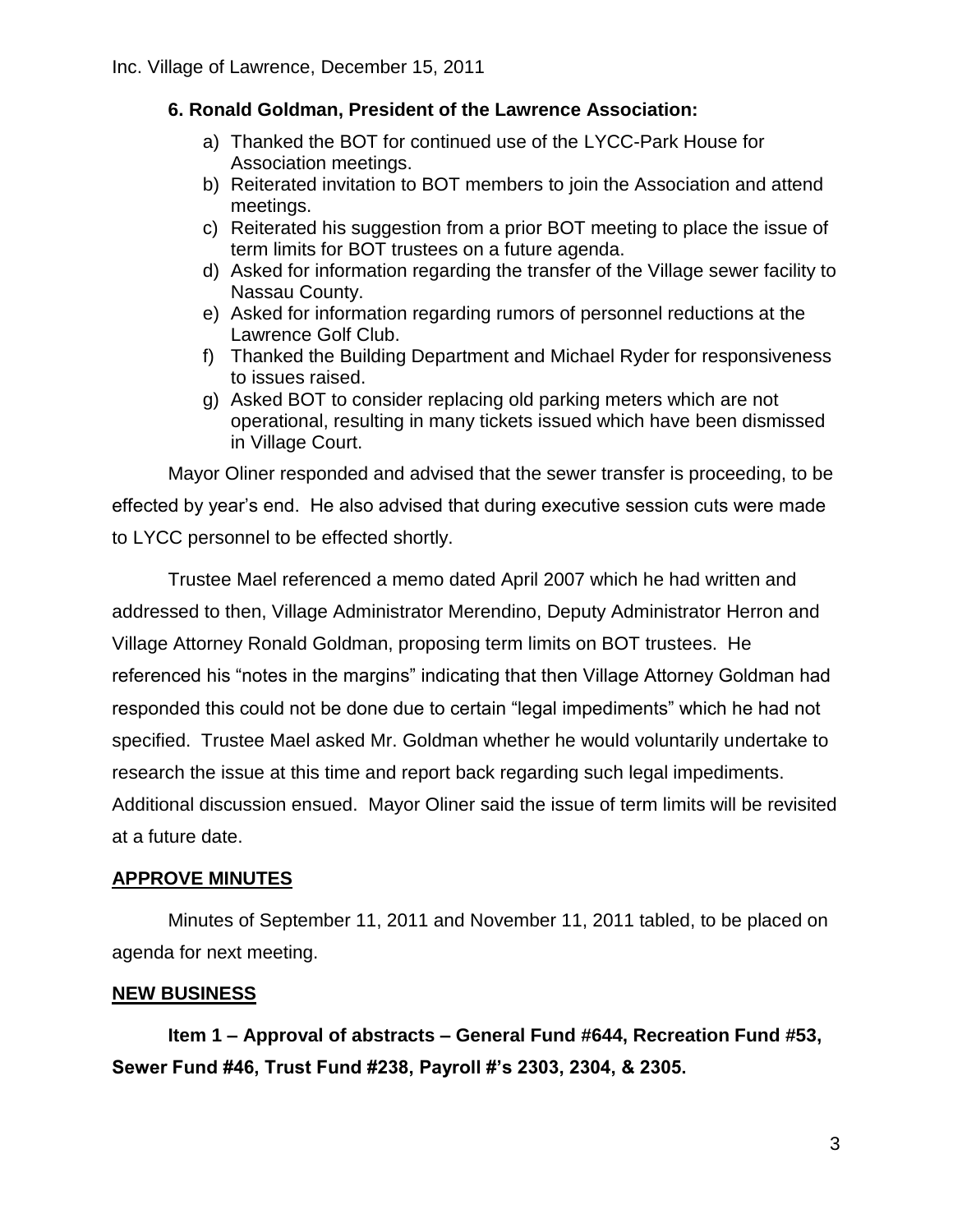**6. Ronald Goldman, President of the Lawrence Association:**

a) Thanked the BOT for continued use of the LYCC-Park House for Association meetings.
b) Reiterated invitation to BOT members to join the Association and attend meetings.
c) Reiterated his suggestion from a prior BOT meeting to place the issue of term limits for BOT trustees on a future agenda.
d) Asked for information regarding the transfer of the Village sewer facility to Nassau County.
e) Asked for information regarding rumors of personnel reductions at the Lawrence Golf Club.
f) Thanked the Building Department and Michael Ryder for responsiveness to issues raised.
g) Asked BOT to consider replacing old parking meters which are not operational, resulting in many tickets issued which have been dismissed in Village Court.

Mayor Oliner responded and advised that the sewer transfer is proceeding, to be effected by year's end. He also advised that during executive session cuts were made to LYCC personnel to be effected shortly.

Trustee Mael referenced a memo dated April 2007 which he had written and addressed to then, Village Administrator Merendino, Deputy Administrator Herron and Village Attorney Ronald Goldman, proposing term limits on BOT trustees. He referenced his "notes in the margins" indicating that then Village Attorney Goldman had responded this could not be done due to certain "legal impediments" which he had not specified. Trustee Mael asked Mr. Goldman whether he would voluntarily undertake to research the issue at this time and report back regarding such legal impediments. Additional discussion ensued. Mayor Oliner said the issue of term limits will be revisited at a future date.

## APPROVE MINUTES

Minutes of September 11, 2011 and November 11, 2011 tabled, to be placed on agenda for next meeting.

## NEW BUSINESS

**Item 1 – Approval of abstracts – General Fund #644, Recreation Fund #53, Sewer Fund #46, Trust Fund #238, Payroll #'s 2303, 2304, & 2305.**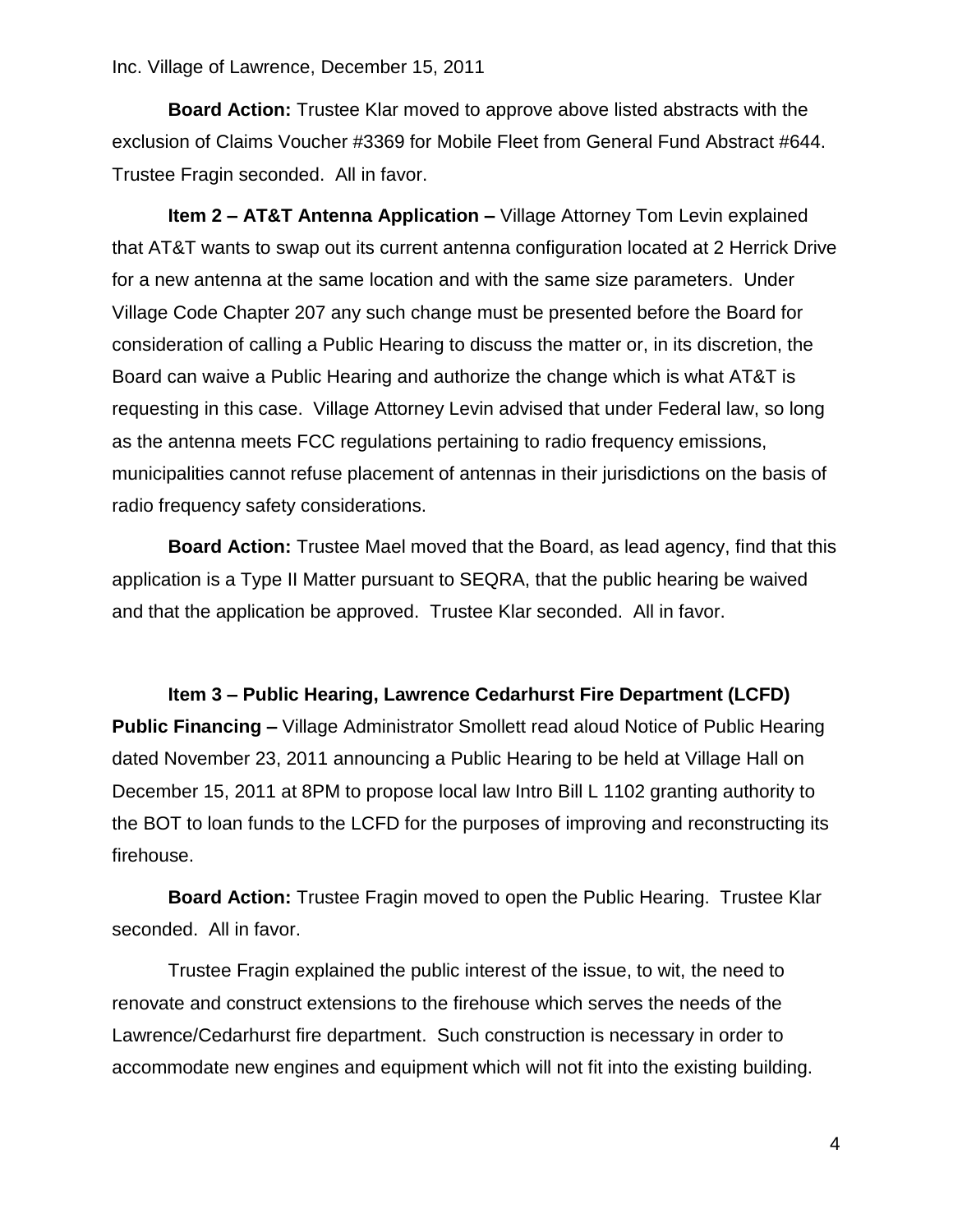**Board Action:** Trustee Klar moved to approve above listed abstracts with the exclusion of Claims Voucher #3369 for Mobile Fleet from General Fund Abstract #644. Trustee Fragin seconded. All in favor.

**Item 2 – AT&T Antenna Application –** Village Attorney Tom Levin explained that AT&T wants to swap out its current antenna configuration located at 2 Herrick Drive for a new antenna at the same location and with the same size parameters. Under Village Code Chapter 207 any such change must be presented before the Board for consideration of calling a Public Hearing to discuss the matter or, in its discretion, the Board can waive a Public Hearing and authorize the change which is what AT&T is requesting in this case. Village Attorney Levin advised that under Federal law, so long as the antenna meets FCC regulations pertaining to radio frequency emissions, municipalities cannot refuse placement of antennas in their jurisdictions on the basis of radio frequency safety considerations.

**Board Action:** Trustee Mael moved that the Board, as lead agency, find that this application is a Type II Matter pursuant to SEQRA, that the public hearing be waived and that the application be approved. Trustee Klar seconded. All in favor.

**Item 3 – Public Hearing, Lawrence Cedarhurst Fire Department (LCFD) Public Financing –** Village Administrator Smollett read aloud Notice of Public Hearing dated November 23, 2011 announcing a Public Hearing to be held at Village Hall on December 15, 2011 at 8PM to propose local law Intro Bill L 1102 granting authority to the BOT to loan funds to the LCFD for the purposes of improving and reconstructing its firehouse.

**Board Action:** Trustee Fragin moved to open the Public Hearing. Trustee Klar seconded. All in favor.

Trustee Fragin explained the public interest of the issue, to wit, the need to renovate and construct extensions to the firehouse which serves the needs of the Lawrence/Cedarhurst fire department. Such construction is necessary in order to accommodate new engines and equipment which will not fit into the existing building.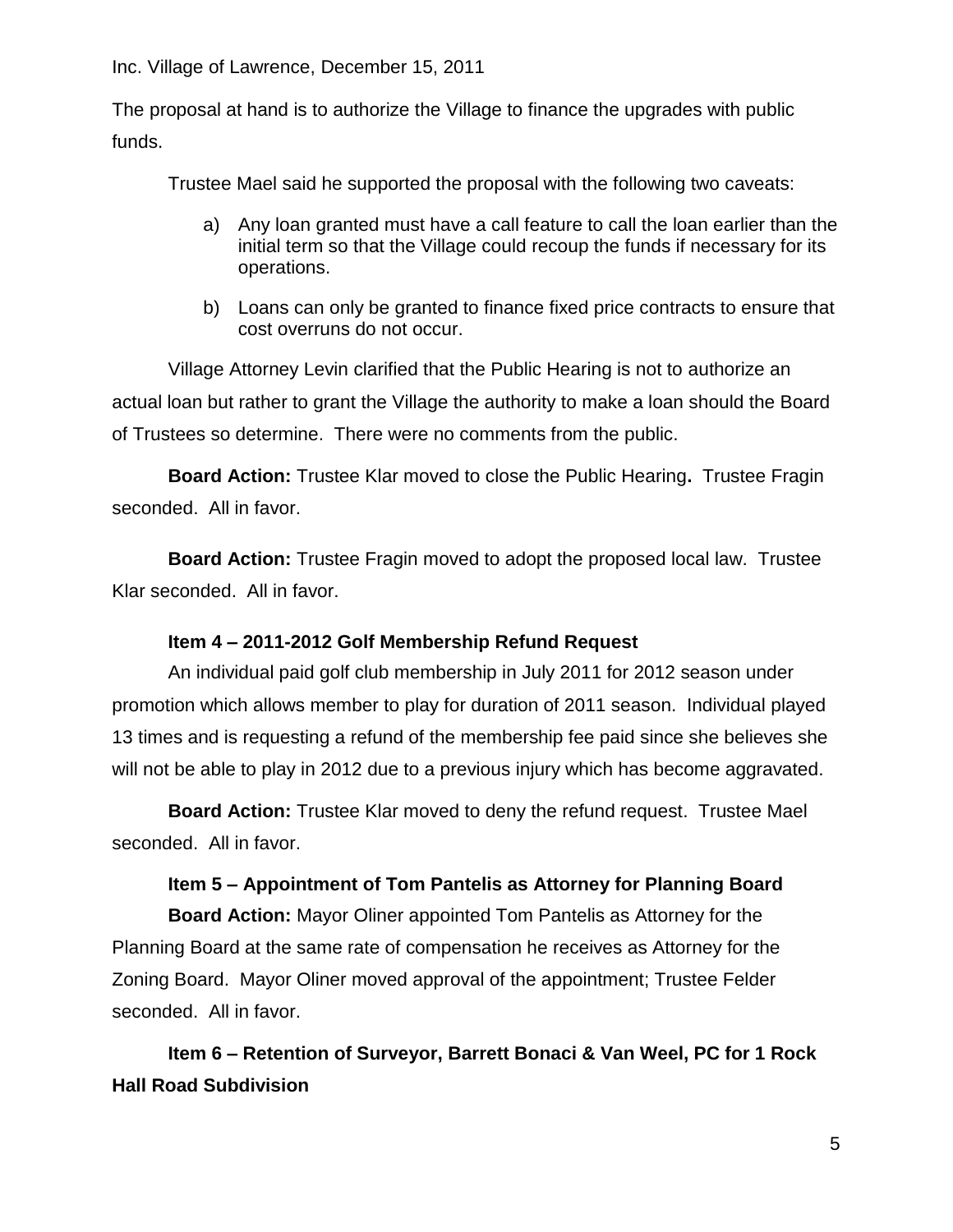The proposal at hand is to authorize the Village to finance the upgrades with public funds.

Trustee Mael said he supported the proposal with the following two caveats:

a) Any loan granted must have a call feature to call the loan earlier than the initial term so that the Village could recoup the funds if necessary for its operations.

b) Loans can only be granted to finance fixed price contracts to ensure that cost overruns do not occur.

Village Attorney Levin clarified that the Public Hearing is not to authorize an actual loan but rather to grant the Village the authority to make a loan should the Board of Trustees so determine. There were no comments from the public.

**Board Action:** Trustee Klar moved to close the Public Hearing**.** Trustee Fragin seconded. All in favor.

**Board Action:** Trustee Fragin moved to adopt the proposed local law. Trustee Klar seconded. All in favor.

**Item 4 – 2011-2012 Golf Membership Refund Request**

An individual paid golf club membership in July 2011 for 2012 season under promotion which allows member to play for duration of 2011 season. Individual played 13 times and is requesting a refund of the membership fee paid since she believes she will not be able to play in 2012 due to a previous injury which has become aggravated.

**Board Action:** Trustee Klar moved to deny the refund request. Trustee Mael seconded. All in favor.

**Item 5 – Appointment of Tom Pantelis as Attorney for Planning Board**

**Board Action:** Mayor Oliner appointed Tom Pantelis as Attorney for the Planning Board at the same rate of compensation he receives as Attorney for the Zoning Board. Mayor Oliner moved approval of the appointment; Trustee Felder seconded. All in favor.

**Item 6 – Retention of Surveyor, Barrett Bonaci & Van Weel, PC for 1 Rock Hall Road Subdivision**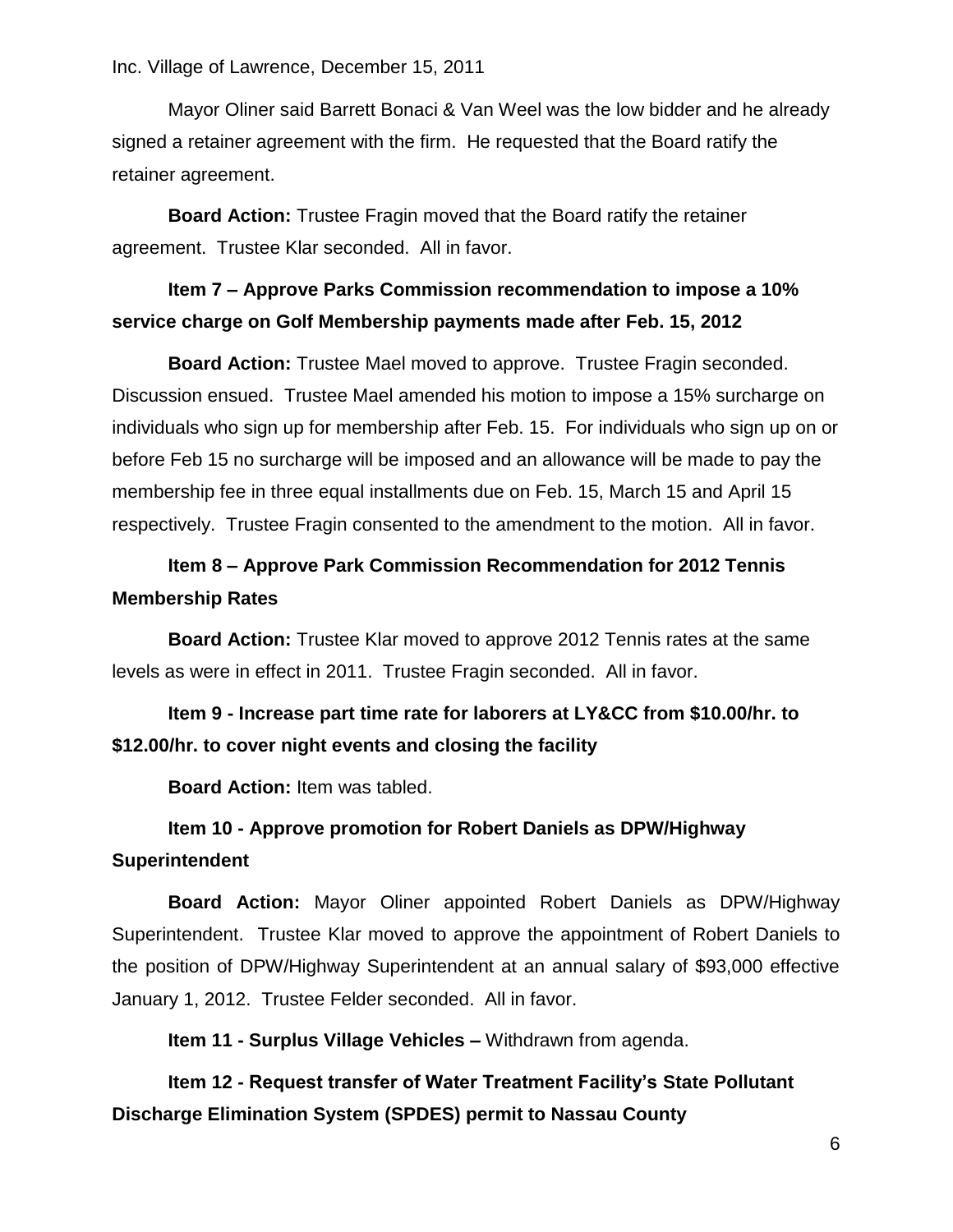Mayor Oliner said Barrett Bonaci & Van Weel was the low bidder and he already signed a retainer agreement with the firm. He requested that the Board ratify the retainer agreement.

**Board Action:** Trustee Fragin moved that the Board ratify the retainer agreement. Trustee Klar seconded. All in favor.

**Item 7 – Approve Parks Commission recommendation to impose a 10% service charge on Golf Membership payments made after Feb. 15, 2012**

**Board Action:** Trustee Mael moved to approve. Trustee Fragin seconded. Discussion ensued. Trustee Mael amended his motion to impose a 15% surcharge on individuals who sign up for membership after Feb. 15. For individuals who sign up on or before Feb 15 no surcharge will be imposed and an allowance will be made to pay the membership fee in three equal installments due on Feb. 15, March 15 and April 15 respectively. Trustee Fragin consented to the amendment to the motion. All in favor.

**Item 8 – Approve Park Commission Recommendation for 2012 Tennis Membership Rates**

**Board Action:** Trustee Klar moved to approve 2012 Tennis rates at the same levels as were in effect in 2011. Trustee Fragin seconded. All in favor.

**Item 9 - Increase part time rate for laborers at LY&CC from $10.00/hr. to $12.00/hr. to cover night events and closing the facility**

**Board Action:** Item was tabled.

**Item 10 - Approve promotion for Robert Daniels as DPW/Highway Superintendent**

**Board Action:** Mayor Oliner appointed Robert Daniels as DPW/Highway Superintendent. Trustee Klar moved to approve the appointment of Robert Daniels to the position of DPW/Highway Superintendent at an annual salary of $93,000 effective January 1, 2012. Trustee Felder seconded. All in favor.

**Item 11 - Surplus Village Vehicles –** Withdrawn from agenda.

**Item 12 - Request transfer of Water Treatment Facility's State Pollutant Discharge Elimination System (SPDES) permit to Nassau County**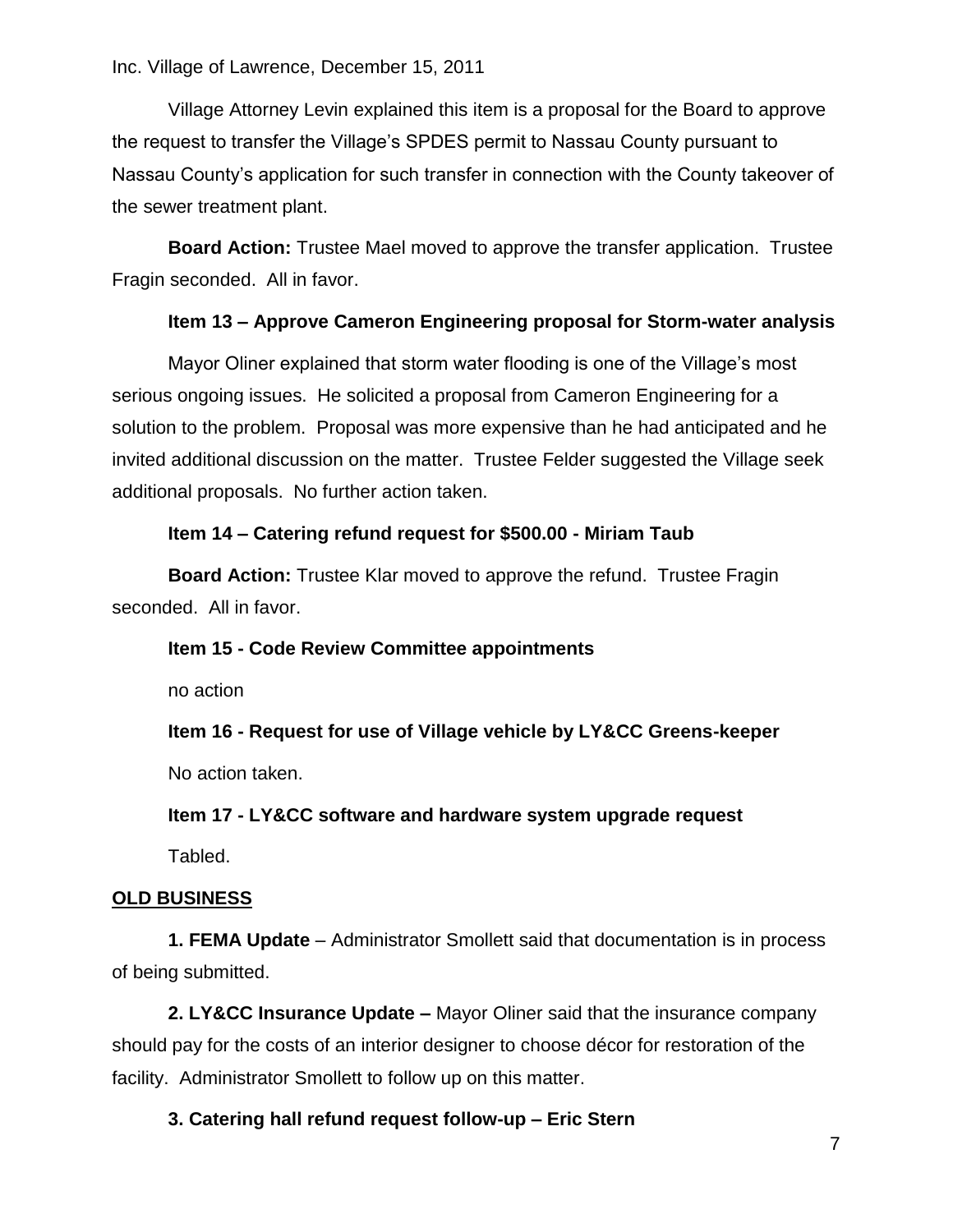Village Attorney Levin explained this item is a proposal for the Board to approve the request to transfer the Village's SPDES permit to Nassau County pursuant to Nassau County's application for such transfer in connection with the County takeover of the sewer treatment plant.

**Board Action:** Trustee Mael moved to approve the transfer application. Trustee Fragin seconded. All in favor.

**Item 13 – Approve Cameron Engineering proposal for Storm-water analysis**

Mayor Oliner explained that storm water flooding is one of the Village's most serious ongoing issues. He solicited a proposal from Cameron Engineering for a solution to the problem. Proposal was more expensive than he had anticipated and he invited additional discussion on the matter. Trustee Felder suggested the Village seek additional proposals. No further action taken.

**Item 14 – Catering refund request for $500.00 - Miriam Taub**

**Board Action:** Trustee Klar moved to approve the refund. Trustee Fragin seconded. All in favor.

**Item 15 - Code Review Committee appointments**

no action

**Item 16 - Request for use of Village vehicle by LY&CC Greens-keeper**

No action taken.

**Item 17 - LY&CC software and hardware system upgrade request**

Tabled.

**OLD BUSINESS**

**1. FEMA Update** – Administrator Smollett said that documentation is in process of being submitted.

**2. LY&CC Insurance Update –** Mayor Oliner said that the insurance company should pay for the costs of an interior designer to choose décor for restoration of the facility. Administrator Smollett to follow up on this matter.

**3. Catering hall refund request follow-up – Eric Stern**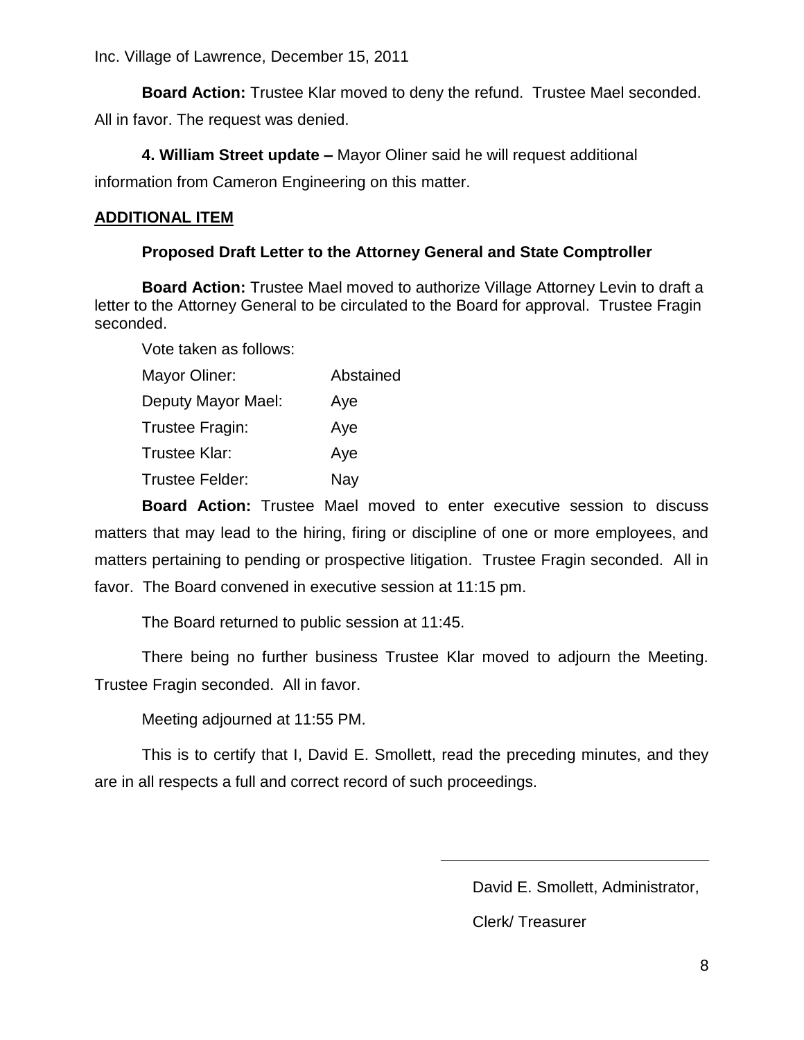**Board Action:** Trustee Klar moved to deny the refund. Trustee Mael seconded. All in favor. The request was denied.

**4. William Street update –** Mayor Oliner said he will request additional information from Cameron Engineering on this matter.

## ADDITIONAL ITEM

### Proposed Draft Letter to the Attorney General and State Comptroller

**Board Action:** Trustee Mael moved to authorize Village Attorney Levin to draft a letter to the Attorney General to be circulated to the Board for approval. Trustee Fragin seconded.

Vote taken as follows:

| | |
|---|---|
| Mayor Oliner: | Abstained |
| Deputy Mayor Mael: | Aye |
| Trustee Fragin: | Aye |
| Trustee Klar: | Aye |
| Trustee Felder: | Nay |

**Board Action:** Trustee Mael moved to enter executive session to discuss matters that may lead to the hiring, firing or discipline of one or more employees, and matters pertaining to pending or prospective litigation. Trustee Fragin seconded. All in favor. The Board convened in executive session at 11:15 pm.

The Board returned to public session at 11:45.

There being no further business Trustee Klar moved to adjourn the Meeting. Trustee Fragin seconded. All in favor.

Meeting adjourned at 11:55 PM.

This is to certify that I, David E. Smollett, read the preceding minutes, and they are in all respects a full and correct record of such proceedings.

David E. Smollett, Administrator,

Clerk/ Treasurer